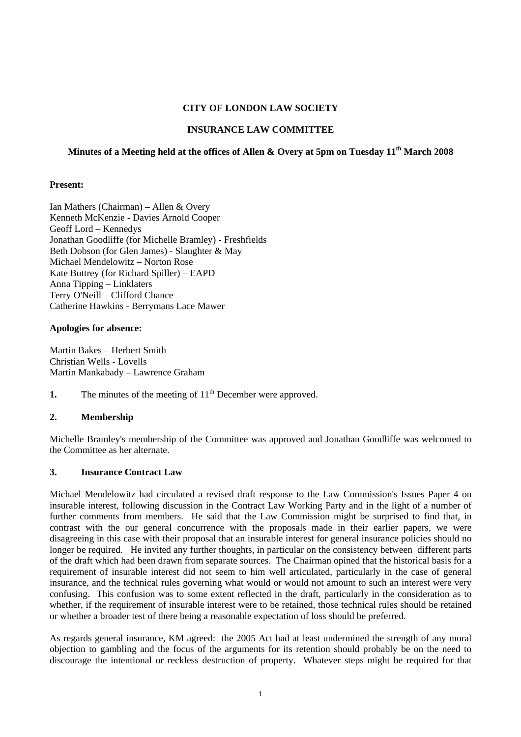**CITY OF LONDON LAW SOCIETY**

**INSURANCE LAW COMMITTEE**

**Minutes of a Meeting held at the offices of Allen & Overy at 5pm on Tuesday 11th March 2008**

**Present:**

Ian Mathers (Chairman) – Allen & Overy
Kenneth McKenzie - Davies Arnold Cooper
Geoff Lord – Kennedys
Jonathan Goodliffe (for Michelle Bramley) - Freshfields
Beth Dobson (for Glen James) - Slaughter & May
Michael Mendelowitz – Norton Rose
Kate Buttrey (for Richard Spiller) – EAPD
Anna Tipping – Linklaters
Terry O'Neill – Clifford Chance
Catherine Hawkins - Berrymans Lace Mawer

**Apologies for absence:**

Martin Bakes – Herbert Smith
Christian Wells - Lovells
Martin Mankabady – Lawrence Graham

**1.** The minutes of the meeting of 11th December were approved.

**2. Membership**

Michelle Bramley's membership of the Committee was approved and Jonathan Goodliffe was welcomed to the Committee as her alternate.

**3. Insurance Contract Law**

Michael Mendelowitz had circulated a revised draft response to the Law Commission's Issues Paper 4 on insurable interest, following discussion in the Contract Law Working Party and in the light of a number of further comments from members. He said that the Law Commission might be surprised to find that, in contrast with the our general concurrence with the proposals made in their earlier papers, we were disagreeing in this case with their proposal that an insurable interest for general insurance policies should no longer be required. He invited any further thoughts, in particular on the consistency between different parts of the draft which had been drawn from separate sources. The Chairman opined that the historical basis for a requirement of insurable interest did not seem to him well articulated, particularly in the case of general insurance, and the technical rules governing what would or would not amount to such an interest were very confusing. This confusion was to some extent reflected in the draft, particularly in the consideration as to whether, if the requirement of insurable interest were to be retained, those technical rules should be retained or whether a broader test of there being a reasonable expectation of loss should be preferred.

As regards general insurance, KM agreed: the 2005 Act had at least undermined the strength of any moral objection to gambling and the focus of the arguments for its retention should probably be on the need to discourage the intentional or reckless destruction of property. Whatever steps might be required for that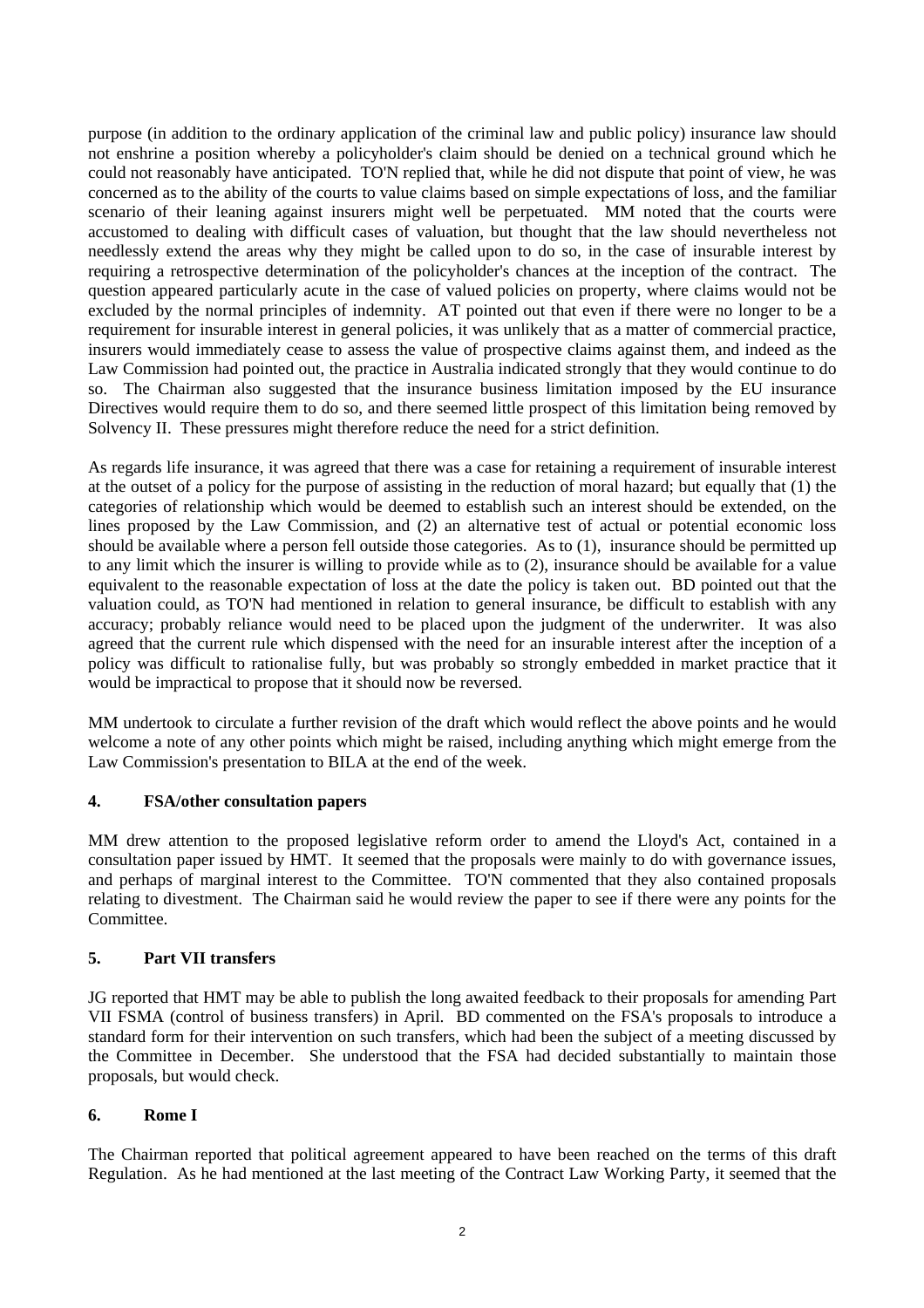purpose (in addition to the ordinary application of the criminal law and public policy) insurance law should not enshrine a position whereby a policyholder's claim should be denied on a technical ground which he could not reasonably have anticipated. TO'N replied that, while he did not dispute that point of view, he was concerned as to the ability of the courts to value claims based on simple expectations of loss, and the familiar scenario of their leaning against insurers might well be perpetuated. MM noted that the courts were accustomed to dealing with difficult cases of valuation, but thought that the law should nevertheless not needlessly extend the areas why they might be called upon to do so, in the case of insurable interest by requiring a retrospective determination of the policyholder's chances at the inception of the contract. The question appeared particularly acute in the case of valued policies on property, where claims would not be excluded by the normal principles of indemnity. AT pointed out that even if there were no longer to be a requirement for insurable interest in general policies, it was unlikely that as a matter of commercial practice, insurers would immediately cease to assess the value of prospective claims against them, and indeed as the Law Commission had pointed out, the practice in Australia indicated strongly that they would continue to do so. The Chairman also suggested that the insurance business limitation imposed by the EU insurance Directives would require them to do so, and there seemed little prospect of this limitation being removed by Solvency II. These pressures might therefore reduce the need for a strict definition.

As regards life insurance, it was agreed that there was a case for retaining a requirement of insurable interest at the outset of a policy for the purpose of assisting in the reduction of moral hazard; but equally that (1) the categories of relationship which would be deemed to establish such an interest should be extended, on the lines proposed by the Law Commission, and (2) an alternative test of actual or potential economic loss should be available where a person fell outside those categories. As to (1), insurance should be permitted up to any limit which the insurer is willing to provide while as to (2), insurance should be available for a value equivalent to the reasonable expectation of loss at the date the policy is taken out. BD pointed out that the valuation could, as TO'N had mentioned in relation to general insurance, be difficult to establish with any accuracy; probably reliance would need to be placed upon the judgment of the underwriter. It was also agreed that the current rule which dispensed with the need for an insurable interest after the inception of a policy was difficult to rationalise fully, but was probably so strongly embedded in market practice that it would be impractical to propose that it should now be reversed.

MM undertook to circulate a further revision of the draft which would reflect the above points and he would welcome a note of any other points which might be raised, including anything which might emerge from the Law Commission's presentation to BILA at the end of the week.

## 4. FSA/other consultation papers

MM drew attention to the proposed legislative reform order to amend the Lloyd's Act, contained in a consultation paper issued by HMT. It seemed that the proposals were mainly to do with governance issues, and perhaps of marginal interest to the Committee. TO'N commented that they also contained proposals relating to divestment. The Chairman said he would review the paper to see if there were any points for the Committee.

## 5. Part VII transfers

JG reported that HMT may be able to publish the long awaited feedback to their proposals for amending Part VII FSMA (control of business transfers) in April. BD commented on the FSA's proposals to introduce a standard form for their intervention on such transfers, which had been the subject of a meeting discussed by the Committee in December. She understood that the FSA had decided substantially to maintain those proposals, but would check.

## 6. Rome I

The Chairman reported that political agreement appeared to have been reached on the terms of this draft Regulation. As he had mentioned at the last meeting of the Contract Law Working Party, it seemed that the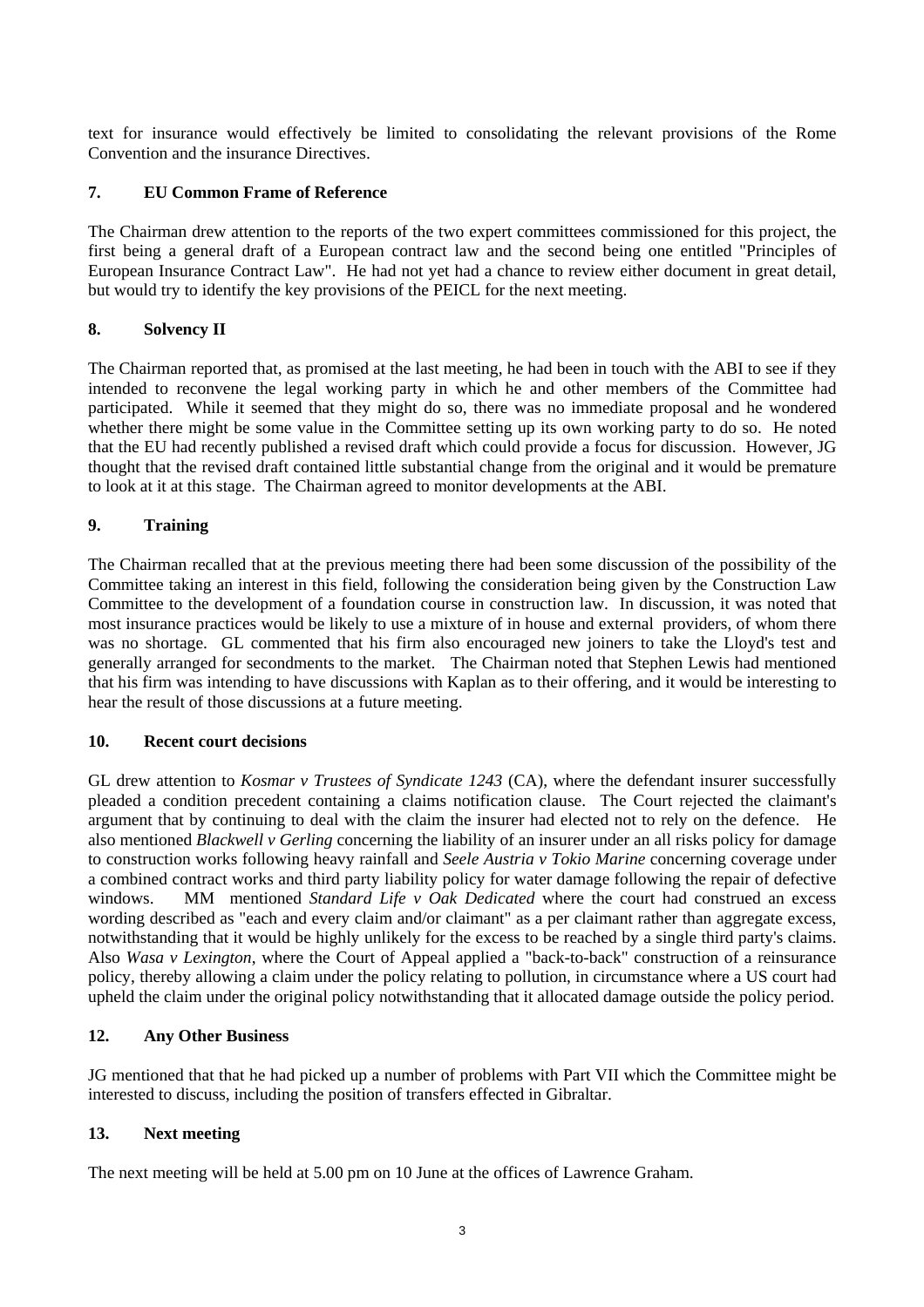text for insurance would effectively be limited to consolidating the relevant provisions of the Rome Convention and the insurance Directives.

## 7. EU Common Frame of Reference

The Chairman drew attention to the reports of the two expert committees commissioned for this project, the first being a general draft of a European contract law and the second being one entitled "Principles of European Insurance Contract Law". He had not yet had a chance to review either document in great detail, but would try to identify the key provisions of the PEICL for the next meeting.

## 8. Solvency II

The Chairman reported that, as promised at the last meeting, he had been in touch with the ABI to see if they intended to reconvene the legal working party in which he and other members of the Committee had participated. While it seemed that they might do so, there was no immediate proposal and he wondered whether there might be some value in the Committee setting up its own working party to do so. He noted that the EU had recently published a revised draft which could provide a focus for discussion. However, JG thought that the revised draft contained little substantial change from the original and it would be premature to look at it at this stage. The Chairman agreed to monitor developments at the ABI.

## 9. Training

The Chairman recalled that at the previous meeting there had been some discussion of the possibility of the Committee taking an interest in this field, following the consideration being given by the Construction Law Committee to the development of a foundation course in construction law. In discussion, it was noted that most insurance practices would be likely to use a mixture of in house and external providers, of whom there was no shortage. GL commented that his firm also encouraged new joiners to take the Lloyd's test and generally arranged for secondments to the market. The Chairman noted that Stephen Lewis had mentioned that his firm was intending to have discussions with Kaplan as to their offering, and it would be interesting to hear the result of those discussions at a future meeting.

## 10. Recent court decisions

GL drew attention to *Kosmar v Trustees of Syndicate 1243* (CA), where the defendant insurer successfully pleaded a condition precedent containing a claims notification clause. The Court rejected the claimant's argument that by continuing to deal with the claim the insurer had elected not to rely on the defence. He also mentioned *Blackwell v Gerling* concerning the liability of an insurer under an all risks policy for damage to construction works following heavy rainfall and *Seele Austria v Tokio Marine* concerning coverage under a combined contract works and third party liability policy for water damage following the repair of defective windows. MM mentioned *Standard Life v Oak Dedicated* where the court had construed an excess wording described as "each and every claim and/or claimant" as a per claimant rather than aggregate excess, notwithstanding that it would be highly unlikely for the excess to be reached by a single third party's claims. Also *Wasa v Lexington*, where the Court of Appeal applied a "back-to-back" construction of a reinsurance policy, thereby allowing a claim under the policy relating to pollution, in circumstance where a US court had upheld the claim under the original policy notwithstanding that it allocated damage outside the policy period.

## 12. Any Other Business

JG mentioned that that he had picked up a number of problems with Part VII which the Committee might be interested to discuss, including the position of transfers effected in Gibraltar.

## 13. Next meeting

The next meeting will be held at 5.00 pm on 10 June at the offices of Lawrence Graham.